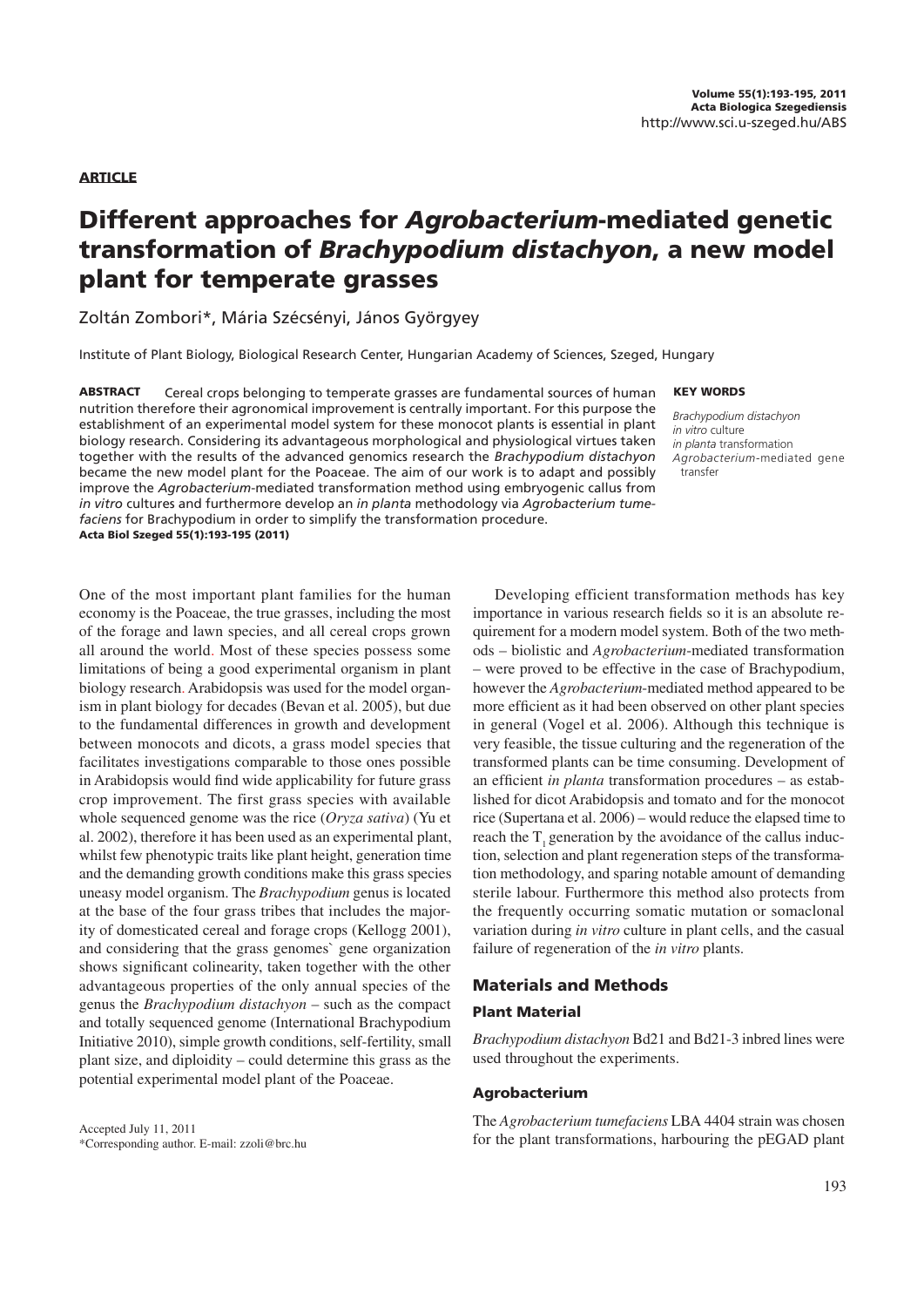**ARTICLE**

# Different approaches for *Agrobacterium*-mediated genetic transformation of *Brachypodium distachyon*, a new model plant for temperate grasses

Zoltán Zombori*, Mária Szécsényi, János Györgyey

Institute of Plant Biology, Biological Research Center, Hungarian Academy of Sciences, Szeged, Hungary

**ABSTRACT** Cereal crops belonging to temperate grasses are fundamental sources of human nutrition therefore their agronomical improvement is centrally important. For this purpose the establishment of an experimental model system for these monocot plants is essential in plant biology research. Considering its advantageous morphological and physiological virtues taken together with the results of the advanced genomics research the *Brachypodium distachyon* became the new model plant for the Poaceae. The aim of our work is to adapt and possibly improve the *Agrobacterium*-mediated transformation method using embryogenic callus from *in vitro* cultures and furthermore develop an *in planta* methodology via *Agrobacterium tumefaciens* for Brachypodium in order to simplify the transformation procedure.
**Acta Biol Szeged 55(1):193-195 (2011)**

**KEY WORDS**

*Brachypodium distachyon*
*in vitro* culture
*in planta* transformation
*Agrobacterium*-mediated gene transfer

One of the most important plant families for the human economy is the Poaceae, the true grasses, including the most of the forage and lawn species, and all cereal crops grown all around the world. Most of these species possess some limitations of being a good experimental organism in plant biology research. Arabidopsis was used for the model organism in plant biology for decades (Bevan et al. 2005), but due to the fundamental differences in growth and development between monocots and dicots, a grass model species that facilitates investigations comparable to those ones possible in Arabidopsis would find wide applicability for future grass crop improvement. The first grass species with available whole sequenced genome was the rice (*Oryza sativa*) (Yu et al. 2002), therefore it has been used as an experimental plant, whilst few phenotypic traits like plant height, generation time and the demanding growth conditions make this grass species uneasy model organism. The *Brachypodium* genus is located at the base of the four grass tribes that includes the majority of domesticated cereal and forage crops (Kellogg 2001), and considering that the grass genomes` gene organization shows significant colinearity, taken together with the other advantageous properties of the only annual species of the genus the *Brachypodium distachyon* – such as the compact and totally sequenced genome (International Brachypodium Initiative 2010), simple growth conditions, self-fertility, small plant size, and diploidity – could determine this grass as the potential experimental model plant of the Poaceae.

Developing efficient transformation methods has key importance in various research fields so it is an absolute requirement for a modern model system. Both of the two methods – biolistic and *Agrobacterium*-mediated transformation – were proved to be effective in the case of Brachypodium, however the *Agrobacterium*-mediated method appeared to be more efficient as it had been observed on other plant species in general (Vogel et al. 2006). Although this technique is very feasible, the tissue culturing and the regeneration of the transformed plants can be time consuming. Development of an efficient *in planta* transformation procedures – as established for dicot Arabidopsis and tomato and for the monocot rice (Supertana et al. 2006) – would reduce the elapsed time to reach the $T_1$ generation by the avoidance of the callus induction, selection and plant regeneration steps of the transformation methodology, and sparing notable amount of demanding sterile labour. Furthermore this method also protects from the frequently occurring somatic mutation or somaclonal variation during *in vitro* culture in plant cells, and the casual failure of regeneration of the *in vitro* plants.

## Materials and Methods

### Plant Material

*Brachypodium distachyon* Bd21 and Bd21-3 inbred lines were used throughout the experiments.

### Agrobacterium

The *Agrobacterium tumefaciens* LBA 4404 strain was chosen for the plant transformations, harbouring the pEGAD plant

Accepted July 11, 2011
*Corresponding author. E-mail: zzoli@brc.hu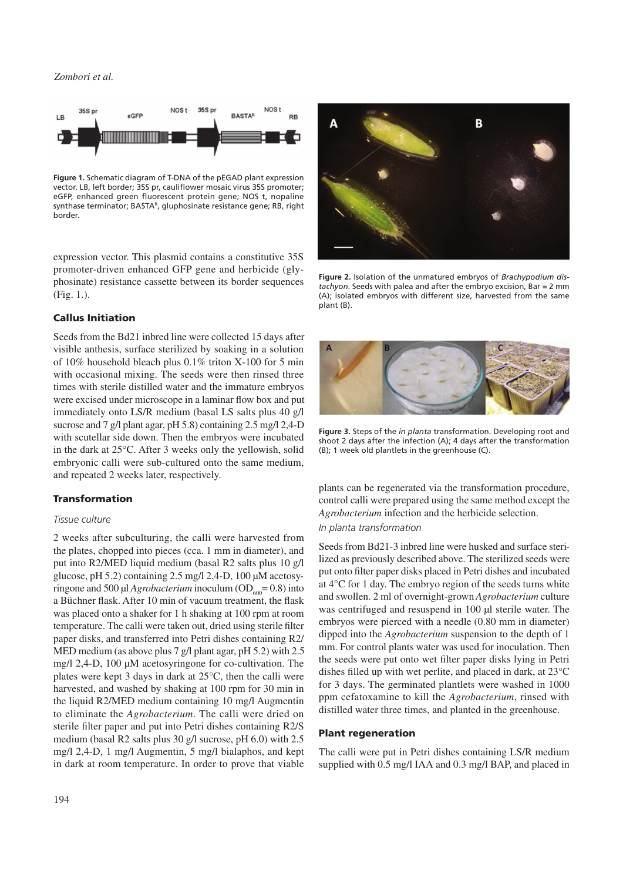Figure 1. Schematic diagram of T-DNA of the pEGAD plant expression vector. LB, left border; 35S pr, cauliflower mosaic virus 35S promoter; eGFP, enhanced green fluorescent protein gene; NOS t, nopaline synthase terminator; BASTA[R], gluphosinate resistance gene; RB, right border.

expression vector. This plasmid contains a constitutive 35S promoter-driven enhanced GFP gene and herbicide (glyphosinate) resistance cassette between its border sequences (Fig. 1.).

## Callus Initiation

Seeds from the Bd21 inbred line were collected 15 days after visible anthesis, surface sterilized by soaking in a solution of 10% household bleach plus 0.1% triton X-100 for 5 min with occasional mixing. The seeds were then rinsed three times with sterile distilled water and the immature embryos were excised under microscope in a laminar flow box and put immediately onto LS/R medium (basal LS salts plus 40 g/l sucrose and 7 g/l plant agar, pH 5.8) containing 2.5 mg/l 2,4-D with scutellar side down. Then the embryos were incubated in the dark at 25°C. After 3 weeks only the yellowish, solid embryonic calli were sub-cultured onto the same medium, and repeated 2 weeks later, respectively.

## Transformation

### *Tissue culture*

2 weeks after subculturing, the calli were harvested from the plates, chopped into pieces (cca. 1 mm in diameter), and put into R2/MED liquid medium (basal R2 salts plus 10 g/l glucose, pH 5.2) containing 2.5 mg/l 2,4-D, 100 μM acetosyringone and 500 μl *Agrobacterium* inoculum ($OD_{600}$= 0.8) into a Büchner flask. After 10 min of vacuum treatment, the flask was placed onto a shaker for 1 h shaking at 100 rpm at room temperature. The calli were taken out, dried using sterile filter paper disks, and transferred into Petri dishes containing R2/MED medium (as above plus 7 g/l plant agar, pH 5.2) with 2.5 mg/l 2,4-D, 100 μM acetosyringone for co-cultivation. The plates were kept 3 days in dark at 25°C, then the calli were harvested, and washed by shaking at 100 rpm for 30 min in the liquid R2/MED medium containing 10 mg/l Augmentin to eliminate the *Agrobacterium*. The calli were dried on sterile filter paper and put into Petri dishes containing R2/S medium (basal R2 salts plus 30 g/l sucrose, pH 6.0) with 2.5 mg/l 2,4-D, 1 mg/l Augmentin, 5 mg/l bialaphos, and kept in dark at room temperature. In order to prove that viable plants can be regenerated via the transformation procedure, control calli were prepared using the same method except the *Agrobacterium* infection and the herbicide selection.

Figure 2. Isolation of the unmatured embryos of *Brachypodium distachyon*. Seeds with palea and after the embryo excision, Bar = 2 mm (A); isolated embryos with different size, harvested from the same plant (B).

Figure 3. Steps of the *in planta* transformation. Developing root and shoot 2 days after the infection (A); 4 days after the transformation (B); 1 week old plantlets in the greenhouse (C).

### *In planta transformation*

Seeds from Bd21-3 inbred line were husked and surface sterilized as previously described above. The sterilized seeds were put onto filter paper disks placed in Petri dishes and incubated at 4°C for 1 day. The embryo region of the seeds turns white and swollen. 2 ml of overnight-grown *Agrobacterium* culture was centrifuged and resuspend in 100 μl sterile water. The embryos were pierced with a needle (0.80 mm in diameter) dipped into the *Agrobacterium* suspension to the depth of 1 mm. For control plants water was used for inoculation. Then the seeds were put onto wet filter paper disks lying in Petri dishes filled up with wet perlite, and placed in dark, at 23°C for 3 days. The germinated plantlets were washed in 1000 ppm cefatoxamine to kill the *Agrobacterium*, rinsed with distilled water three times, and planted in the greenhouse.

## Plant regeneration

The calli were put in Petri dishes containing LS/R medium supplied with 0.5 mg/l IAA and 0.3 mg/l BAP, and placed in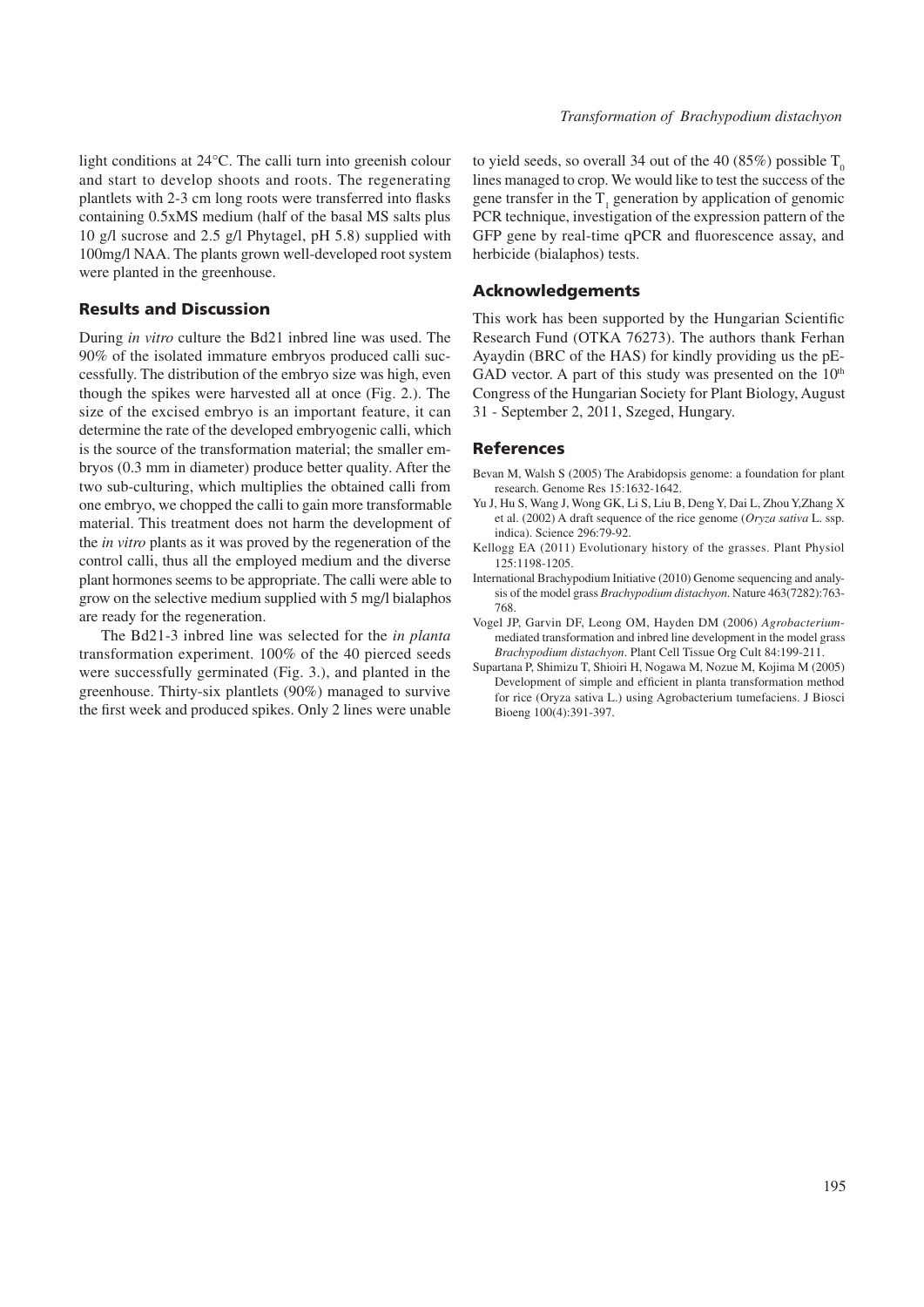light conditions at 24°C. The calli turn into greenish colour and start to develop shoots and roots. The regenerating plantlets with 2-3 cm long roots were transferred into flasks containing 0.5xMS medium (half of the basal MS salts plus 10 g/l sucrose and 2.5 g/l Phytagel, pH 5.8) supplied with 100mg/l NAA. The plants grown well-developed root system were planted in the greenhouse.

## Results and Discussion

During *in vitro* culture the Bd21 inbred line was used. The 90% of the isolated immature embryos produced calli successfully. The distribution of the embryo size was high, even though the spikes were harvested all at once (Fig. 2.). The size of the excised embryo is an important feature, it can determine the rate of the developed embryogenic calli, which is the source of the transformation material; the smaller embryos (0.3 mm in diameter) produce better quality. After the two sub-culturing, which multiplies the obtained calli from one embryo, we chopped the calli to gain more transformable material. This treatment does not harm the development of the *in vitro* plants as it was proved by the regeneration of the control calli, thus all the employed medium and the diverse plant hormones seems to be appropriate. The calli were able to grow on the selective medium supplied with 5 mg/l bialaphos are ready for the regeneration.

The Bd21-3 inbred line was selected for the *in planta* transformation experiment. 100% of the 40 pierced seeds were successfully germinated (Fig. 3.), and planted in the greenhouse. Thirty-six plantlets (90%) managed to survive the first week and produced spikes. Only 2 lines were unable to yield seeds, so overall 34 out of the 40 (85%) possible $T_0$ lines managed to crop. We would like to test the success of the gene transfer in the $T_1$ generation by application of genomic PCR technique, investigation of the expression pattern of the GFP gene by real-time qPCR and fluorescence assay, and herbicide (bialaphos) tests.

## Acknowledgements

This work has been supported by the Hungarian Scientific Research Fund (OTKA 76273). The authors thank Ferhan Ayaydin (BRC of the HAS) for kindly providing us the pE-GAD vector. A part of this study was presented on the 10th Congress of the Hungarian Society for Plant Biology, August 31 - September 2, 2011, Szeged, Hungary.

## References

Bevan M, Walsh S (2005) The Arabidopsis genome: a foundation for plant research. Genome Res 15:1632-1642.

Yu J, Hu S, Wang J, Wong GK, Li S, Liu B, Deng Y, Dai L, Zhou Y,Zhang X et al. (2002) A draft sequence of the rice genome (*Oryza sativa* L. ssp. indica). Science 296:79-92.

Kellogg EA (2011) Evolutionary history of the grasses. Plant Physiol 125:1198-1205.

International Brachypodium Initiative (2010) Genome sequencing and analysis of the model grass *Brachypodium distachyon*. Nature 463(7282):763-768.

Vogel JP, Garvin DF, Leong OM, Hayden DM (2006) *Agrobacterium*-mediated transformation and inbred line development in the model grass *Brachypodium distachyon*. Plant Cell Tissue Org Cult 84:199-211.

Supartana P, Shimizu T, Shioiri H, Nogawa M, Nozue M, Kojima M (2005) Development of simple and efficient in planta transformation method for rice (Oryza sativa L.) using Agrobacterium tumefaciens. J Biosci Bioeng 100(4):391-397.